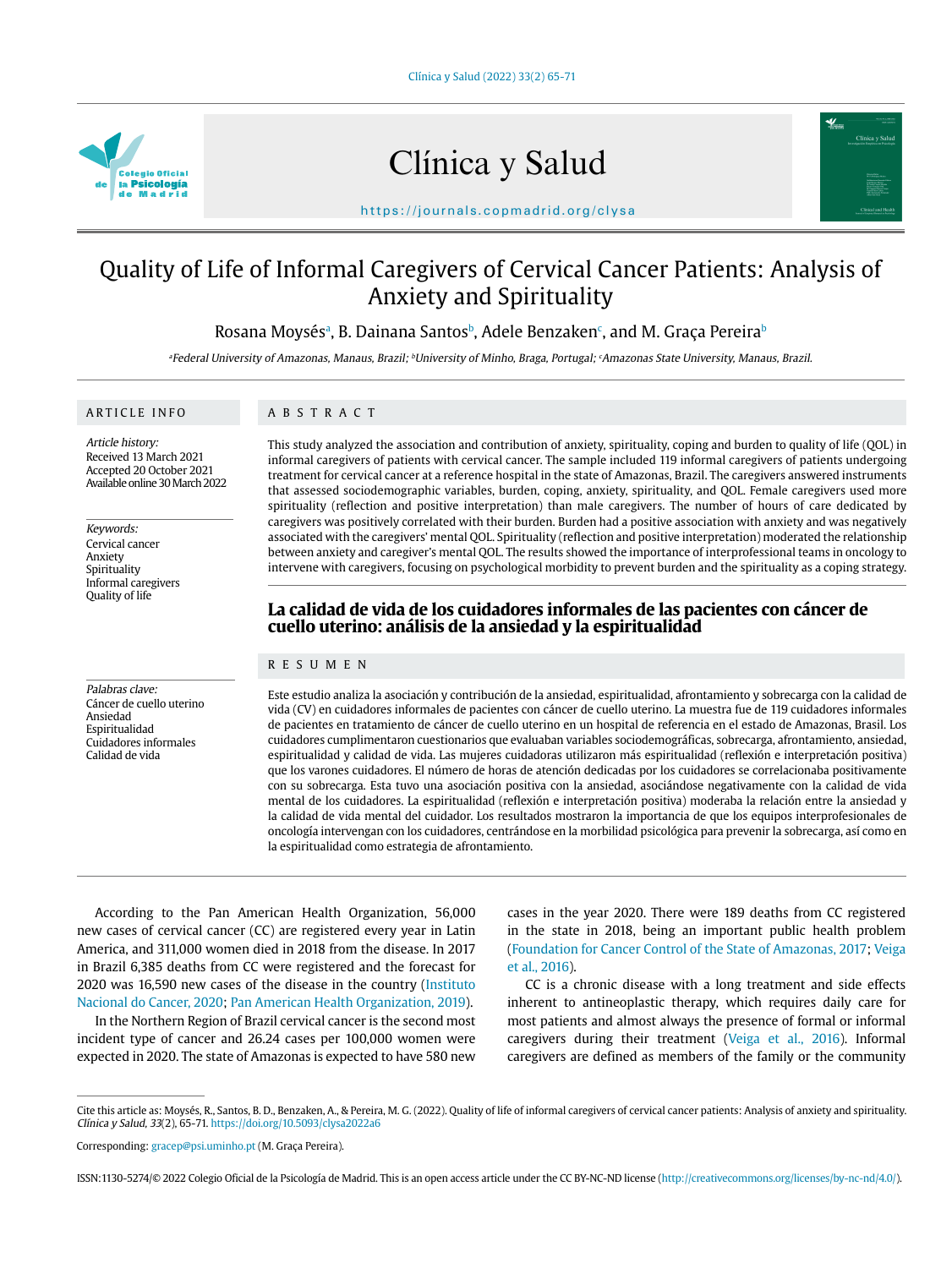Clínica y Salud

https://journals.copmadrid.org/clysa

# Quality of Life of Informal Caregivers of Cervical Cancer Patients: Analysis of Anxiety and Spirituality

Rosana Moysés[a], B. Dainana Santos[b], Adele Benzaken[c], and M. Graça Pereira[b]

[a]Federal University of Amazonas, Manaus, Brazil; [b]University of Minho, Braga, Portugal; [c]Amazonas State University, Manaus, Brazil.

## ARTICLE INFO

*Article history:*
Received 13 March 2021
Accepted 20 October 2021
Available online 30 March 2022

*Keywords:*
Cervical cancer
Anxiety
Spirituality
Informal caregivers
Quality of life

*Palabras clave:*
Cáncer de cuello uterino
Ansiedad
Espiritualidad
Cuidadores informales
Calidad de vida

## ABSTRACT

This study analyzed the association and contribution of anxiety, spirituality, coping and burden to quality of life (QOL) in informal caregivers of patients with cervical cancer. The sample included 119 informal caregivers of patients undergoing treatment for cervical cancer at a reference hospital in the state of Amazonas, Brazil. The caregivers answered instruments that assessed sociodemographic variables, burden, coping, anxiety, spirituality, and QOL. Female caregivers used more spirituality (reflection and positive interpretation) than male caregivers. The number of hours of care dedicated by caregivers was positively correlated with their burden. Burden had a positive association with anxiety and was negatively associated with the caregivers' mental QOL. Spirituality (reflection and positive interpretation) moderated the relationship between anxiety and caregiver's mental QOL. The results showed the importance of interprofessional teams in oncology to intervene with caregivers, focusing on psychological morbidity to prevent burden and the spirituality as a coping strategy.

## La calidad de vida de los cuidadores informales de las pacientes con cáncer de cuello uterino: análisis de la ansiedad y la espiritualidad

## RESUMEN

Este estudio analiza la asociación y contribución de la ansiedad, espiritualidad, afrontamiento y sobrecarga con la calidad de vida (CV) en cuidadores informales de pacientes con cáncer de cuello uterino. La muestra fue de 119 cuidadores informales de pacientes en tratamiento de cáncer de cuello uterino en un hospital de referencia en el estado de Amazonas, Brasil. Los cuidadores cumplimentaron cuestionarios que evaluaban variables sociodemográficas, sobrecarga, afrontamiento, ansiedad, espiritualidad y calidad de vida. Las mujeres cuidadoras utilizaron más espiritualidad (reflexión e interpretación positiva) que los varones cuidadores. El número de horas de atención dedicadas por los cuidadores se correlacionaba positivamente con su sobrecarga. Esta tuvo una asociación positiva con la ansiedad, asociándose negativamente con la calidad de vida mental de los cuidadores. La espiritualidad (reflexión e interpretación positiva) moderaba la relación entre la ansiedad y la calidad de vida mental del cuidador. Los resultados mostraron la importancia de que los equipos interprofesionales de oncología intervengan con los cuidadores, centrándose en la morbilidad psicológica para prevenir la sobrecarga, así como en la espiritualidad como estrategia de afrontamiento.

According to the Pan American Health Organization, 56,000 new cases of cervical cancer (CC) are registered every year in Latin America, and 311,000 women died in 2018 from the disease. In 2017 in Brazil 6,385 deaths from CC were registered and the forecast for 2020 was 16,590 new cases of the disease in the country (Instituto Nacional do Cancer, 2020; Pan American Health Organization, 2019).

In the Northern Region of Brazil cervical cancer is the second most incident type of cancer and 26.24 cases per 100,000 women were expected in 2020. The state of Amazonas is expected to have 580 new cases in the year 2020. There were 189 deaths from CC registered in the state in 2018, being an important public health problem (Foundation for Cancer Control of the State of Amazonas, 2017; Veiga et al., 2016).

CC is a chronic disease with a long treatment and side effects inherent to antineoplastic therapy, which requires daily care for most patients and almost always the presence of formal or informal caregivers during their treatment (Veiga et al., 2016). Informal caregivers are defined as members of the family or the community

Cite this article as: Moysés, R., Santos, B. D., Benzaken, A., & Pereira, M. G. (2022). Quality of life of informal caregivers of cervical cancer patients: Analysis of anxiety and spirituality. *Clínica y Salud, 33*(2), 65-71. https://doi.org/10.5093/clysa2022a6

Corresponding: gracep@psi.uminho.pt (M. Graça Pereira).

ISSN:1130-5274/© 2022 Colegio Oficial de la Psicología de Madrid. This is an open access article under the CC BY-NC-ND license (http://creativecommons.org/licenses/by-nc-nd/4.0/).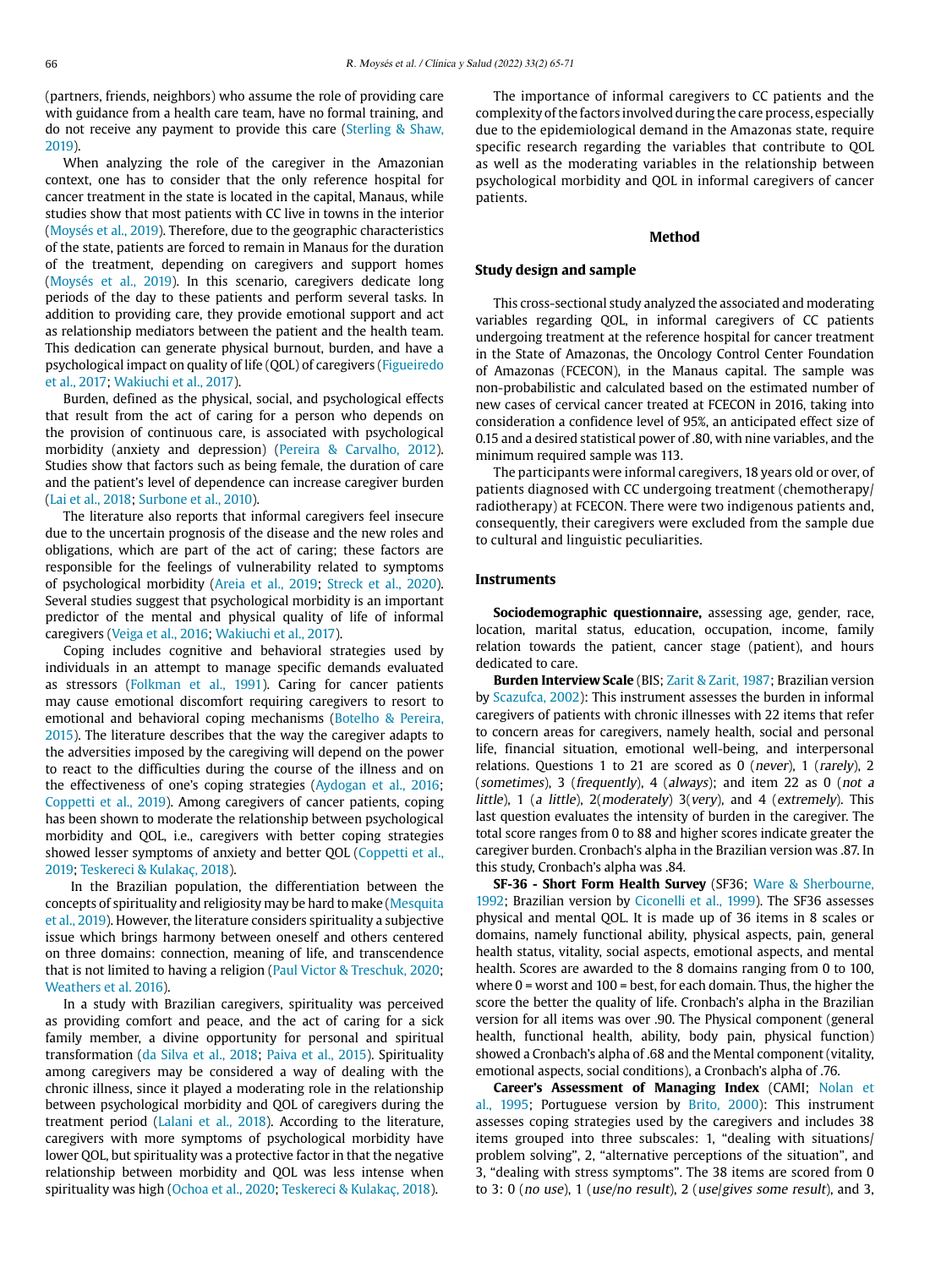(partners, friends, neighbors) who assume the role of providing care with guidance from a health care team, have no formal training, and do not receive any payment to provide this care (Sterling & Shaw, 2019).

When analyzing the role of the caregiver in the Amazonian context, one has to consider that the only reference hospital for cancer treatment in the state is located in the capital, Manaus, while studies show that most patients with CC live in towns in the interior (Moysés et al., 2019). Therefore, due to the geographic characteristics of the state, patients are forced to remain in Manaus for the duration of the treatment, depending on caregivers and support homes (Moysés et al., 2019). In this scenario, caregivers dedicate long periods of the day to these patients and perform several tasks. In addition to providing care, they provide emotional support and act as relationship mediators between the patient and the health team. This dedication can generate physical burnout, burden, and have a psychological impact on quality of life (QOL) of caregivers (Figueiredo et al., 2017; Wakiuchi et al., 2017).

Burden, defined as the physical, social, and psychological effects that result from the act of caring for a person who depends on the provision of continuous care, is associated with psychological morbidity (anxiety and depression) (Pereira & Carvalho, 2012). Studies show that factors such as being female, the duration of care and the patient's level of dependence can increase caregiver burden (Lai et al., 2018; Surbone et al., 2010).

The literature also reports that informal caregivers feel insecure due to the uncertain prognosis of the disease and the new roles and obligations, which are part of the act of caring; these factors are responsible for the feelings of vulnerability related to symptoms of psychological morbidity (Areia et al., 2019; Streck et al., 2020). Several studies suggest that psychological morbidity is an important predictor of the mental and physical quality of life of informal caregivers (Veiga et al., 2016; Wakiuchi et al., 2017).

Coping includes cognitive and behavioral strategies used by individuals in an attempt to manage specific demands evaluated as stressors (Folkman et al., 1991). Caring for cancer patients may cause emotional discomfort requiring caregivers to resort to emotional and behavioral coping mechanisms (Botelho & Pereira, 2015). The literature describes that the way the caregiver adapts to the adversities imposed by the caregiving will depend on the power to react to the difficulties during the course of the illness and on the effectiveness of one's coping strategies (Aydogan et al., 2016; Coppetti et al., 2019). Among caregivers of cancer patients, coping has been shown to moderate the relationship between psychological morbidity and QOL, i.e., caregivers with better coping strategies showed lesser symptoms of anxiety and better QOL (Coppetti et al., 2019; Teskereci & Kulakaç, 2018).

In the Brazilian population, the differentiation between the concepts of spirituality and religiosity may be hard to make (Mesquita et al., 2019). However, the literature considers spirituality a subjective issue which brings harmony between oneself and others centered on three domains: connection, meaning of life, and transcendence that is not limited to having a religion (Paul Victor & Treschuk, 2020; Weathers et al. 2016).

In a study with Brazilian caregivers, spirituality was perceived as providing comfort and peace, and the act of caring for a sick family member, a divine opportunity for personal and spiritual transformation (da Silva et al., 2018; Paiva et al., 2015). Spirituality among caregivers may be considered a way of dealing with the chronic illness, since it played a moderating role in the relationship between psychological morbidity and QOL of caregivers during the treatment period (Lalani et al., 2018). According to the literature, caregivers with more symptoms of psychological morbidity have lower QOL, but spirituality was a protective factor in that the negative relationship between morbidity and QOL was less intense when spirituality was high (Ochoa et al., 2020; Teskereci & Kulakaç, 2018).

The importance of informal caregivers to CC patients and the complexity of the factors involved during the care process, especially due to the epidemiological demand in the Amazonas state, require specific research regarding the variables that contribute to QOL as well as the moderating variables in the relationship between psychological morbidity and QOL in informal caregivers of cancer patients.

## Method

### Study design and sample

This cross-sectional study analyzed the associated and moderating variables regarding QOL, in informal caregivers of CC patients undergoing treatment at the reference hospital for cancer treatment in the State of Amazonas, the Oncology Control Center Foundation of Amazonas (FCECON), in the Manaus capital. The sample was non-probabilistic and calculated based on the estimated number of new cases of cervical cancer treated at FCECON in 2016, taking into consideration a confidence level of 95%, an anticipated effect size of 0.15 and a desired statistical power of .80, with nine variables, and the minimum required sample was 113.

The participants were informal caregivers, 18 years old or over, of patients diagnosed with CC undergoing treatment (chemotherapy/radiotherapy) at FCECON. There were two indigenous patients and, consequently, their caregivers were excluded from the sample due to cultural and linguistic peculiarities.

### Instruments

**Sociodemographic questionnaire,** assessing age, gender, race, location, marital status, education, occupation, income, family relation towards the patient, cancer stage (patient), and hours dedicated to care.

**Burden Interview Scale** (BIS; Zarit & Zarit, 1987; Brazilian version by Scazufca, 2002): This instrument assesses the burden in informal caregivers of patients with chronic illnesses with 22 items that refer to concern areas for caregivers, namely health, social and personal life, financial situation, emotional well-being, and interpersonal relations. Questions 1 to 21 are scored as 0 (*never*), 1 (*rarely*), 2 (*sometimes*), 3 (*frequently*), 4 (*always*); and item 22 as 0 (*not a little*), 1 (*a little*), 2(*moderately*) 3(*very*), and 4 (*extremely*). This last question evaluates the intensity of burden in the caregiver. The total score ranges from 0 to 88 and higher scores indicate greater the caregiver burden. Cronbach's alpha in the Brazilian version was .87. In this study, Cronbach's alpha was .84.

**SF-36 - Short Form Health Survey** (SF36; Ware & Sherbourne, 1992; Brazilian version by Ciconelli et al., 1999). The SF36 assesses physical and mental QOL. It is made up of 36 items in 8 scales or domains, namely functional ability, physical aspects, pain, general health status, vitality, social aspects, emotional aspects, and mental health. Scores are awarded to the 8 domains ranging from 0 to 100, where 0 = worst and 100 = best, for each domain. Thus, the higher the score the better the quality of life. Cronbach's alpha in the Brazilian version for all items was over .90. The Physical component (general health, functional health, ability, body pain, physical function) showed a Cronbach's alpha of .68 and the Mental component (vitality, emotional aspects, social conditions), a Cronbach's alpha of .76.

**Career's Assessment of Managing Index** (CAMI; Nolan et al., 1995; Portuguese version by Brito, 2000): This instrument assesses coping strategies used by the caregivers and includes 38 items grouped into three subscales: 1, "dealing with situations/problem solving", 2, "alternative perceptions of the situation", and 3, "dealing with stress symptoms". The 38 items are scored from 0 to 3: 0 (*no use*), 1 (*use/no result*), 2 (*use/gives some result*), and 3,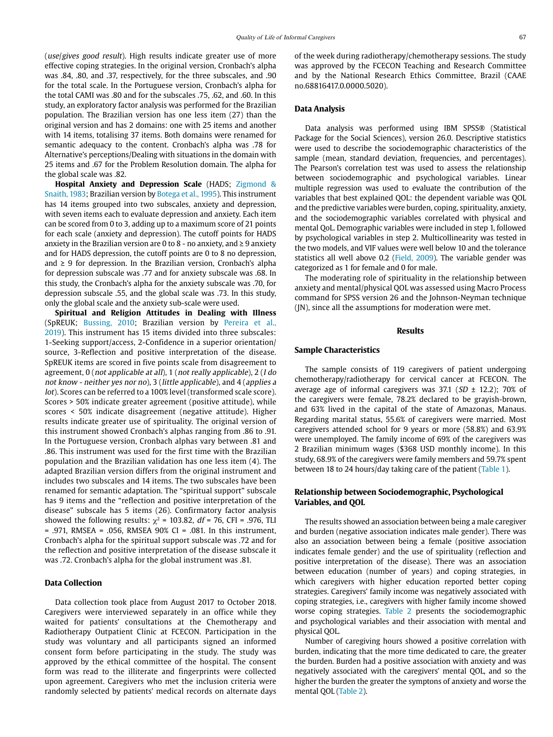(*use/gives good result*). High results indicate greater use of more effective coping strategies. In the original version, Cronbach's alpha was .84, .80, and .37, respectively, for the three subscales, and .90 for the total scale. In the Portuguese version, Cronbach's alpha for the total CAMI was .80 and for the subscales .75, .62, and .60. In this study, an exploratory factor analysis was performed for the Brazilian population. The Brazilian version has one less item (27) than the original version and has 2 domains: one with 25 items and another with 14 items, totalising 37 items. Both domains were renamed for semantic adequacy to the content. Cronbach's alpha was .78 for Alternative's perceptions/Dealing with situations in the domain with 25 items and .67 for the Problem Resolution domain. The alpha for the global scale was .82.

**Hospital Anxiety and Depression Scale** (HADS; Zigmond & Snaith, 1983; Brazilian version by Botega et al., 1995). This instrument has 14 items grouped into two subscales, anxiety and depression, with seven items each to evaluate depression and anxiety. Each item can be scored from 0 to 3, adding up to a maximum score of 21 points for each scale (anxiety and depression). The cutoff points for HADS anxiety in the Brazilian version are 0 to 8 - no anxiety, and ≥ 9 anxiety and for HADS depression, the cutoff points are 0 to 8 no depression, and ≥ 9 for depression. In the Brazilian version, Cronbach's alpha for depression subscale was .77 and for anxiety subscale was .68. In this study, the Cronbach's alpha for the anxiety subscale was .70, for depression subscale .55, and the global scale was .73. In this study, only the global scale and the anxiety sub-scale were used.

**Spiritual and Religion Attitudes in Dealing with Illness** (SpREUK; Bussing, 2010; Brazilian version by Pereira et al., 2019). This instrument has 15 items divided into three subscales: 1-Seeking support/access, 2-Confidence in a superior orientation/source, 3-Reflection and positive interpretation of the disease. SpREUK items are scored in five points scale from disagreement to agreement, 0 (*not applicable at all*), 1 (*not really applicable*), 2 (*I do not know - neither yes nor no*), 3 (*little applicable*), and 4 (*applies a lot*). Scores can be referred to a 100% level (transformed scale score). Scores > 50% indicate greater agreement (positive attitude), while scores < 50% indicate disagreement (negative attitude). Higher results indicate greater use of spirituality. The original version of this instrument showed Cronbach's alphas ranging from .86 to .91. In the Portuguese version, Cronbach alphas vary between .81 and .86. This instrument was used for the first time with the Brazilian population and the Brazilian validation has one less item (4). The adapted Brazilian version differs from the original instrument and includes two subscales and 14 items. The two subscales have been renamed for semantic adaptation. The "spiritual support" subscale has 9 items and the "reflection and positive interpretation of the disease" subscale has 5 items (26). Confirmatory factor analysis showed the following results: $\chi^2$ = 103.82, *df* = 76, CFI = .976, TLI = .971, RMSEA = .056, RMSEA 90% CI = .081. In this instrument, Cronbach's alpha for the spiritual support subscale was .72 and for the reflection and positive interpretation of the disease subscale it was .72. Cronbach's alpha for the global instrument was .81.

### Data Collection

Data collection took place from August 2017 to October 2018. Caregivers were interviewed separately in an office while they waited for patients' consultations at the Chemotherapy and Radiotherapy Outpatient Clinic at FCECON. Participation in the study was voluntary and all participants signed an informed consent form before participating in the study. The study was approved by the ethical committee of the hospital. The consent form was read to the illiterate and fingerprints were collected upon agreement. Caregivers who met the inclusion criteria were randomly selected by patients' medical records on alternate days of the week during radiotherapy/chemotherapy sessions. The study was approved by the FCECON Teaching and Research Committee and by the National Research Ethics Committee, Brazil (CAAE no.68816417.0.0000.5020).

### Data Analysis

Data analysis was performed using IBM SPSS® (Statistical Package for the Social Sciences), version 26.0. Descriptive statistics were used to describe the sociodemographic characteristics of the sample (mean, standard deviation, frequencies, and percentages). The Pearson's correlation test was used to assess the relationship between sociodemographic and psychological variables. Linear multiple regression was used to evaluate the contribution of the variables that best explained QOL: the dependent variable was QOL and the predictive variables were burden, coping, spirituality, anxiety, and the sociodemographic variables correlated with physical and mental QoL. Demographic variables were included in step 1, followed by psychological variables in step 2. Multicollinearity was tested in the two models, and VIF values were well below 10 and the tolerance statistics all well above 0.2 (Field, 2009). The variable gender was categorized as 1 for female and 0 for male.

The moderating role of spirituality in the relationship between anxiety and mental/physical QOL was assessed using Macro Process command for SPSS version 26 and the Johnson-Neyman technique (JN), since all the assumptions for moderation were met.

## Results

### Sample Characteristics

The sample consists of 119 caregivers of patient undergoing chemotherapy/radiotherapy for cervical cancer at FCECON. The average age of informal caregivers was 37.1 (*SD* ± 12.2); 70% of the caregivers were female, 78.2% declared to be grayish-brown, and 63% lived in the capital of the state of Amazonas, Manaus. Regarding marital status, 55.6% of caregivers were married. Most caregivers attended school for 9 years or more (58.8%) and 63.9% were unemployed. The family income of 69% of the caregivers was 2 Brazilian minimum wages ($368 USD monthly income). In this study, 68.9% of the caregivers were family members and 59.7% spent between 18 to 24 hours/day taking care of the patient (Table 1).

### Relationship between Sociodemographic, Psychological Variables, and QOL

The results showed an association between being a male caregiver and burden (negative association indicates male gender). There was also an association between being a female (positive association indicates female gender) and the use of spirituality (reflection and positive interpretation of the disease). There was an association between education (number of years) and coping strategies, in which caregivers with higher education reported better coping strategies. Caregivers' family income was negatively associated with coping strategies, i.e., caregivers with higher family income showed worse coping strategies. Table 2 presents the sociodemographic and psychological variables and their association with mental and physical QOL.

Number of caregiving hours showed a positive correlation with burden, indicating that the more time dedicated to care, the greater the burden. Burden had a positive association with anxiety and was negatively associated with the caregivers' mental QOL, and so the higher the burden the greater the symptons of anxiety and worse the mental QOL (Table 2).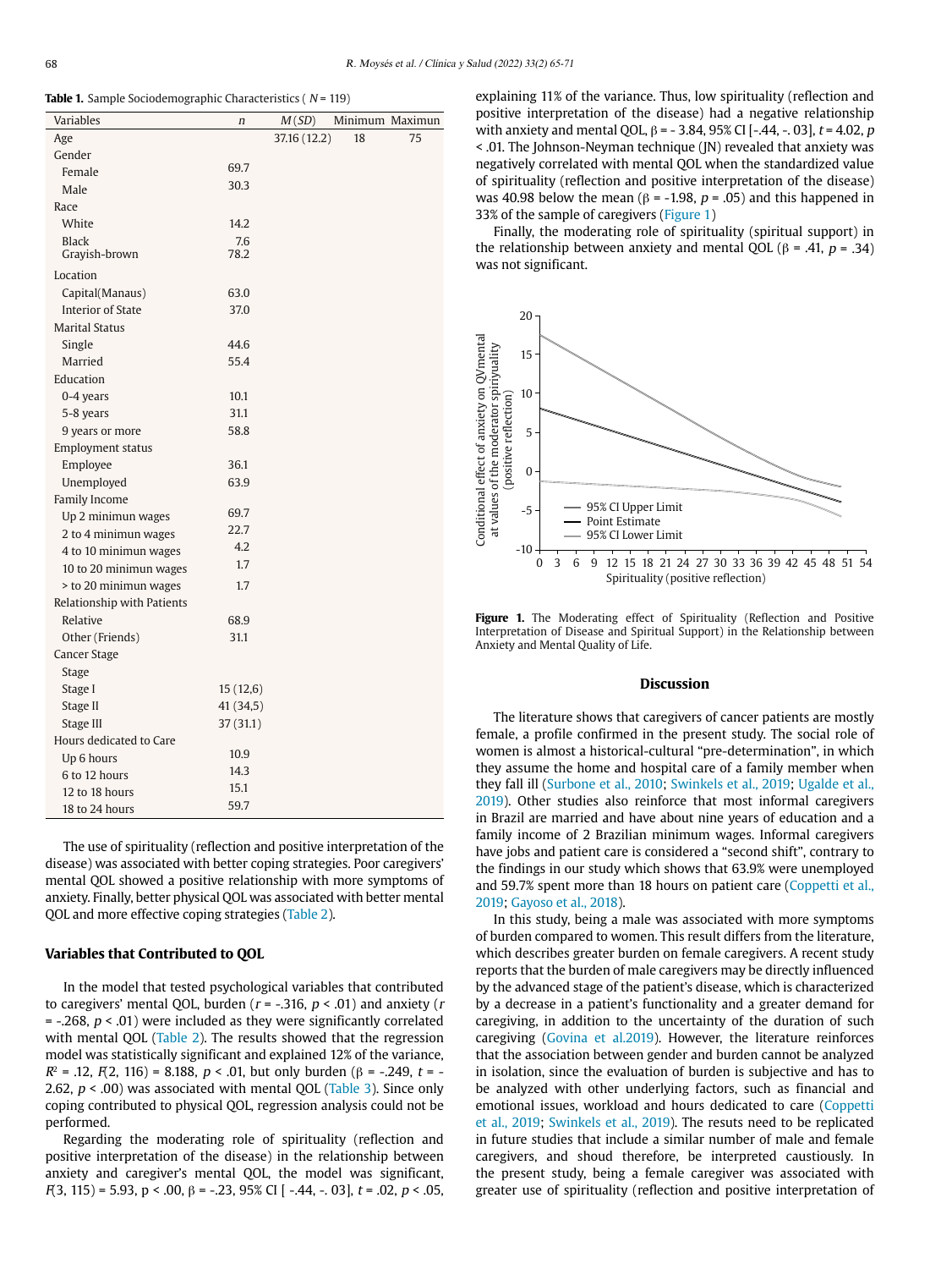**Table 1.** Sample Sociodemographic Characteristics ( *N* = 119)

| Variables | *n* | *M* (*SD*) | Minimum | Maximun |
|---|---|---|---|---|
| Age | | 37.16 (12.2) | 18 | 75 |
| Gender | | | | |
| Female | 69.7 | | | |
| Male | 30.3 | | | |
| Race | | | | |
| White | 14.2 | | | |
| Black | 7.6 | | | |
| Grayish-brown | 78.2 | | | |
| Location | | | | |
| Capital(Manaus) | 63.0 | | | |
| Interior of State | 37.0 | | | |
| Marital Status | | | | |
| Single | 44.6 | | | |
| Married | 55.4 | | | |
| Education | | | | |
| 0-4 years | 10.1 | | | |
| 5-8 years | 31.1 | | | |
| 9 years or more | 58.8 | | | |
| Employment status | | | | |
| Employee | 36.1 | | | |
| Unemployed | 63.9 | | | |
| Family Income | | | | |
| Up 2 minimun wages | 69.7 | | | |
| 2 to 4 minimun wages | 22.7 | | | |
| 4 to 10 minimun wages | 4.2 | | | |
| 10 to 20 minimun wages | 1.7 | | | |
| > to 20 minimun wages | 1.7 | | | |
| Relationship with Patients | | | | |
| Relative | 68.9 | | | |
| Other (Friends) | 31.1 | | | |
| Cancer Stage | | | | |
| Stage | | | | |
| Stage I | 15 (12,6) | | | |
| Stage II | 41 (34,5) | | | |
| Stage III | 37 (31.1) | | | |
| Hours dedicated to Care | | | | |
| Up 6 hours | 10.9 | | | |
| 6 to 12 hours | 14.3 | | | |
| 12 to 18 hours | 15.1 | | | |
| 18 to 24 hours | 59.7 | | | |

The use of spirituality (reflection and positive interpretation of the disease) was associated with better coping strategies. Poor caregivers' mental QOL showed a positive relationship with more symptoms of anxiety. Finally, better physical QOL was associated with better mental QOL and more effective coping strategies (Table 2).

### Variables that Contributed to QOL

In the model that tested psychological variables that contributed to caregivers' mental QOL, burden ($r$ = -.316, $p$ < .01) and anxiety ($r$ = -.268, $p$ < .01) were included as they were significantly correlated with mental QOL (Table 2). The results showed that the regression model was statistically significant and explained 12% of the variance, $R^2$ = .12, $F$(2, 116) = 8.188, $p$ < .01, but only burden (β = -.249, $t$ = -2.62, $p$ < .00) was associated with mental QOL (Table 3). Since only coping contributed to physical QOL, regression analysis could not be performed.

Regarding the moderating role of spirituality (reflection and positive interpretation of the disease) in the relationship between anxiety and caregiver's mental QOL, the model was significant, $F$(3, 115) = 5.93, p < .00, β = -.23, 95% CI [ -.44, -. 03], $t$ = .02, $p$ < .05, explaining 11% of the variance. Thus, low spirituality (reflection and positive interpretation of the disease) had a negative relationship with anxiety and mental QOL, β = - 3.84, 95% CI [-.44, -. 03], $t$ = 4.02, $p$ < .01. The Johnson-Neyman technique (JN) revealed that anxiety was negatively correlated with mental QOL when the standardized value of spirituality (reflection and positive interpretation of the disease) was 40.98 below the mean (β = -1.98, $p$ = .05) and this happened in 33% of the sample of caregivers (Figure 1)

Finally, the moderating role of spirituality (spiritual support) in the relationship between anxiety and mental QOL (β = .41, $p$ = .34) was not significant.

**Figure 1.** The Moderating effect of Spirituality (Reflection and Positive Interpretation of Disease and Spiritual Support) in the Relationship between Anxiety and Mental Quality of Life.

## Discussion

The literature shows that caregivers of cancer patients are mostly female, a profile confirmed in the present study. The social role of women is almost a historical-cultural "pre-determination", in which they assume the home and hospital care of a family member when they fall ill (Surbone et al., 2010; Swinkels et al., 2019; Ugalde et al., 2019). Other studies also reinforce that most informal caregivers in Brazil are married and have about nine years of education and a family income of 2 Brazilian minimum wages. Informal caregivers have jobs and patient care is considered a "second shift", contrary to the findings in our study which shows that 63.9% were unemployed and 59.7% spent more than 18 hours on patient care (Coppetti et al., 2019; Gayoso et al., 2018).

In this study, being a male was associated with more symptoms of burden compared to women. This result differs from the literature, which describes greater burden on female caregivers. A recent study reports that the burden of male caregivers may be directly influenced by the advanced stage of the patient's disease, which is characterized by a decrease in a patient's functionality and a greater demand for caregiving, in addition to the uncertainty of the duration of such caregiving (Govina et al.2019). However, the literature reinforces that the association between gender and burden cannot be analyzed in isolation, since the evaluation of burden is subjective and has to be analyzed with other underlying factors, such as financial and emotional issues, workload and hours dedicated to care (Coppetti et al., 2019; Swinkels et al., 2019). The resuts need to be replicated in future studies that include a similar number of male and female caregivers, and shoud therefore, be interpreted caustiously. In the present study, being a female caregiver was associated with greater use of spirituality (reflection and positive interpretation of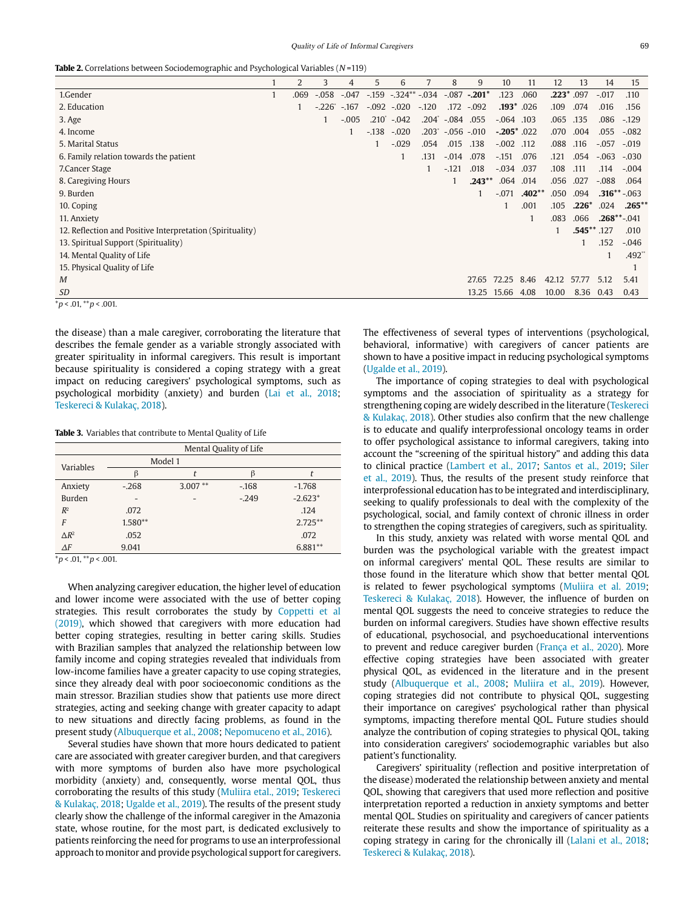**Table 2.** Correlations between Sociodemographic and Psychological Variables (*N* =119)

| | 1 | 2 | 3 | 4 | 5 | 6 | 7 | 8 | 9 | 10 | 11 | 12 | 13 | 14 | 15 |
|---|---|---|---|---|---|---|---|---|---|---|---|---|---|---|---|
| 1.Gender | 1 | .069 | -.058 | -.047 | -.159 | -.324** | -.034 | -.087 | **-.201*** | .123 | .060 | **.223*** | .097 | -.017 | .110 |
| 2. Education | | 1 | -.226* | -.167 | -.092 | -.020 | -.120 | .172 | -.092 | **.193*** | .026 | .109 | .074 | .016 | .156 |
| 3. Age | | | 1 | -.005 | .210* | -.042 | .204* | -.084 | .055 | -.064 | .103 | .065 | .135 | .086 | -.129 |
| 4. Income | | | | 1 | -.138 | -.020 | .203* | -.056 | -.010 | **-.205*** | .022 | .070 | .004 | .055 | -.082 |
| 5. Marital Status | | | | | 1 | -.029 | .054 | .015 | .138 | -.002 | .112 | .088 | .116 | -.057 | -.019 |
| 6. Family relation towards the patient | | | | | | 1 | .131 | -.014 | .078 | -.151 | .076 | .121 | .054 | -.063 | -.030 |
| 7.Cancer Stage | | | | | | | 1 | -.121 | .018 | -.034 | .037 | .108 | .111 | .114 | -.004 |
| 8. Caregiving Hours | | | | | | | | 1 | **.243**** | .064 | .014 | .056 | .027 | -.088 | .064 |
| 9. Burden | | | | | | | | | 1 | -.071 | **.402**** | .050 | .094 | **.316**** | -.063 |
| 10. Coping | | | | | | | | | | 1 | .001 | .105 | **.226*** | .024 | **.265**** |
| 11. Anxiety | | | | | | | | | | | 1 | .083 | .066 | **.268**** | -.041 |
| 12. Reflection and Positive Interpretation (Spirituality) | | | | | | | | | | | | 1 | **.545**** | .127 | .010 |
| 13. Spiritual Support (Spirituality) | | | | | | | | | | | | | 1 | .152 | -.046 |
| 14. Mental Quality of Life | | | | | | | | | | | | | | 1 | .492** |
| 15. Physical Quality of Life | | | | | | | | | | | | | | | 1 |
| *M* | | | | | | | | | 27.65 | 72.25 | 8.46 | 42.12 | 57.77 | 5.12 | 5.41 |
| *SD* | | | | | | | | | 13.25 | 15.66 | 4.08 | 10.00 | 8.36 | 0.43 | 0.43 |

*$p < .01$, **$p < .001$.

the disease) than a male caregiver, corroborating the literature that describes the female gender as a variable strongly associated with greater spirituality in informal caregivers. This result is important because spirituality is considered a coping strategy with a great impact on reducing caregivers' psychological symptoms, such as psychological morbidity (anxiety) and burden (Lai et al., 2018; Teskereci & Kulakaç, 2018).

**Table 3.** Variables that contribute to Mental Quality of Life

| Variables | Mental Quality of Life | | | |
|---|---|---|---|---|
| | Model 1 | | | |
| | β | *t* | β | *t* |
| Anxiety | -.268 | 3.007 ** | -.168 | -1.768 |
| Burden | - | - | -.249 | -2.623* |
| $R^2$ | .072 | | .124 | |
| *F* | 1.580** | | 2.725** | |
| $\Delta R^2$ | .052 | | .072 | |
| $\Delta F$ | 9.041 | | 6.881** | |

*$p < .01$, **$p < .001$.

When analyzing caregiver education, the higher level of education and lower income were associated with the use of better coping strategies. This result corroborates the study by Coppetti et al (2019), which showed that caregivers with more education had better coping strategies, resulting in better caring skills. Studies with Brazilian samples that analyzed the relationship between low family income and coping strategies revealed that individuals from low-income families have a greater capacity to use coping strategies, since they already deal with poor socioeconomic conditions as the main stressor. Brazilian studies show that patients use more direct strategies, acting and seeking change with greater capacity to adapt to new situations and directly facing problems, as found in the present study (Albuquerque et al., 2008; Nepomuceno et al., 2016).

Several studies have shown that more hours dedicated to patient care are associated with greater caregiver burden, and that caregivers with more symptoms of burden also have more psychological morbidity (anxiety) and, consequently, worse mental QOL, thus corroborating the results of this study (Muliira etal., 2019; Teskereci & Kulakaç, 2018; Ugalde et al., 2019). The results of the present study clearly show the challenge of the informal caregiver in the Amazonia state, whose routine, for the most part, is dedicated exclusively to patients reinforcing the need for programs to use an interprofessional approach to monitor and provide psychological support for caregivers.

The effectiveness of several types of interventions (psychological, behavioral, informative) with caregivers of cancer patients are shown to have a positive impact in reducing psychological symptoms (Ugalde et al., 2019).

The importance of coping strategies to deal with psychological symptoms and the association of spirituality as a strategy for strengthening coping are widely described in the literature (Teskereci & Kulakaç, 2018). Other studies also confirm that the new challenge is to educate and qualify interprofessional oncology teams in order to offer psychological assistance to informal caregivers, taking into account the "screening of the spiritual history" and adding this data to clinical practice (Lambert et al., 2017; Santos et al., 2019; Siler et al., 2019). Thus, the results of the present study reinforce that interprofessional education has to be integrated and interdisciplinary, seeking to qualify professionals to deal with the complexity of the psychological, social, and family context of chronic illness in order to strengthen the coping strategies of caregivers, such as spirituality.

In this study, anxiety was related with worse mental QOL and burden was the psychological variable with the greatest impact on informal caregivers' mental QOL. These results are similar to those found in the literature which show that better mental QOL is related to fewer psychological symptoms (Muliira et al. 2019; Teskereci & Kulakaç, 2018). However, the influence of burden on mental QOL suggests the need to conceive strategies to reduce the burden on informal caregivers. Studies have shown effective results of educational, psychosocial, and psychoeducational interventions to prevent and reduce caregiver burden (França et al., 2020). More effective coping strategies have been associated with greater physical QOL, as evidenced in the literature and in the present study (Albuquerque et al., 2008; Muliira et al., 2019). However, coping strategies did not contribute to physical QOL, suggesting their importance on caregives' psychological rather than physical symptoms, impacting therefore mental QOL. Future studies should analyze the contribution of coping strategies to physical QOL, taking into consideration caregivers' sociodemographic variables but also patient's functionality.

Caregivers' spirituality (reflection and positive interpretation of the disease) moderated the relationship between anxiety and mental QOL, showing that caregivers that used more reflection and positive interpretation reported a reduction in anxiety symptoms and better mental QOL. Studies on spirituality and caregivers of cancer patients reiterate these results and show the importance of spirituality as a coping strategy in caring for the chronically ill (Lalani et al., 2018; Teskereci & Kulakaç, 2018).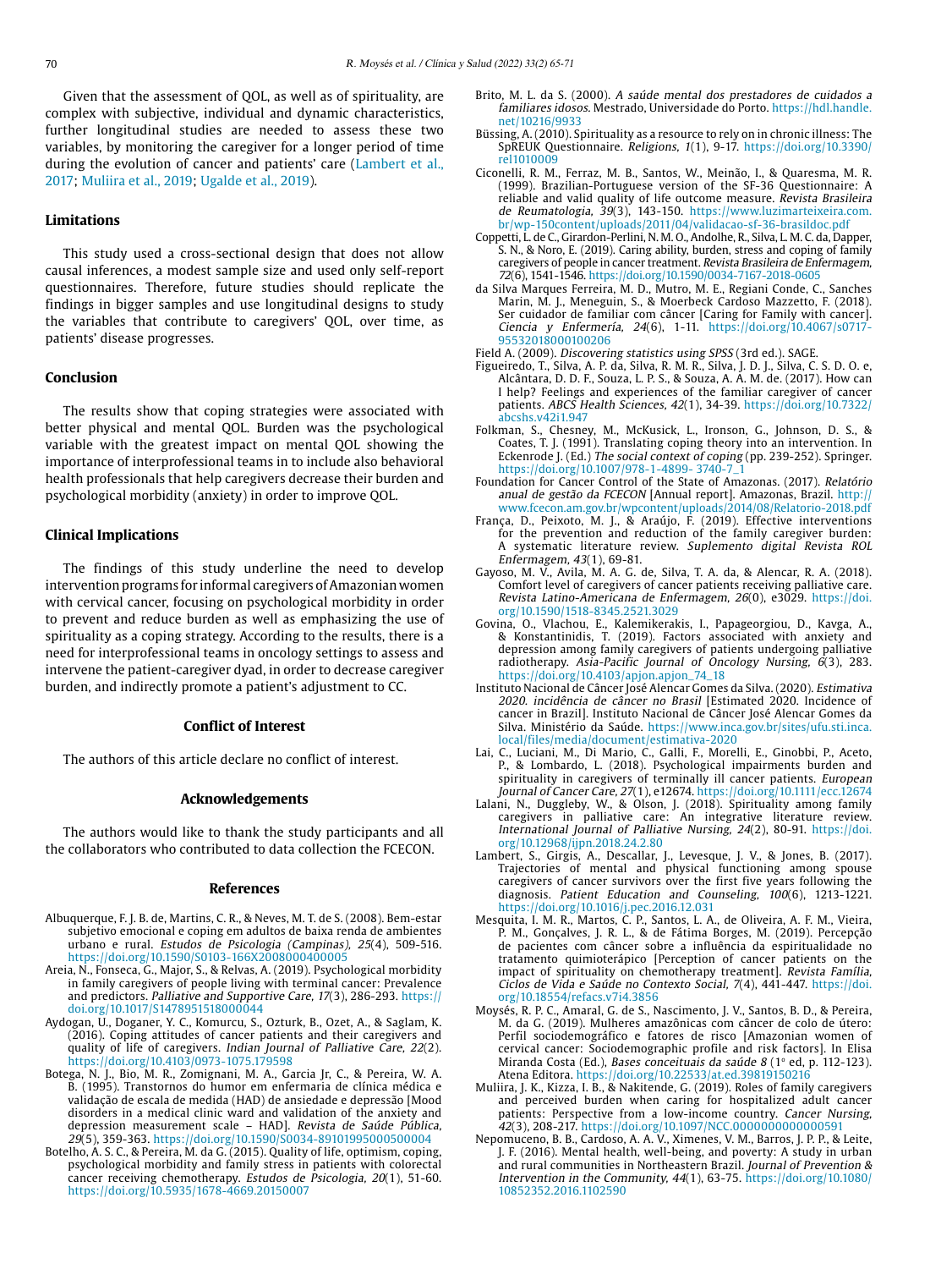Given that the assessment of QOL, as well as of spirituality, are complex with subjective, individual and dynamic characteristics, further longitudinal studies are needed to assess these two variables, by monitoring the caregiver for a longer period of time during the evolution of cancer and patients' care (Lambert et al., 2017; Muliira et al., 2019; Ugalde et al., 2019).

## Limitations

This study used a cross-sectional design that does not allow causal inferences, a modest sample size and used only self-report questionnaires. Therefore, future studies should replicate the findings in bigger samples and use longitudinal designs to study the variables that contribute to caregivers' QOL, over time, as patients' disease progresses.

## Conclusion

The results show that coping strategies were associated with better physical and mental QOL. Burden was the psychological variable with the greatest impact on mental QOL showing the importance of interprofessional teams in to include also behavioral health professionals that help caregivers decrease their burden and psychological morbidity (anxiety) in order to improve QOL.

## Clinical Implications

The findings of this study underline the need to develop intervention programs for informal caregivers of Amazonian women with cervical cancer, focusing on psychological morbidity in order to prevent and reduce burden as well as emphasizing the use of spirituality as a coping strategy. According to the results, there is a need for interprofessional teams in oncology settings to assess and intervene the patient-caregiver dyad, in order to decrease caregiver burden, and indirectly promote a patient's adjustment to CC.

## Conflict of Interest

The authors of this article declare no conflict of interest.

## Acknowledgements

The authors would like to thank the study participants and all the collaborators who contributed to data collection the FCECON.

## References

Albuquerque, F. J. B. de, Martins, C. R., & Neves, M. T. de S. (2008). Bem-estar subjetivo emocional e coping em adultos de baixa renda de ambientes urbano e rural. *Estudos de Psicologia (Campinas), 25*(4), 509-516. https://doi.org/10.1590/S0103-166X2008000400005

Areia, N., Fonseca, G., Major, S., & Relvas, A. (2019). Psychological morbidity in family caregivers of people living with terminal cancer: Prevalence and predictors. *Palliative and Supportive Care, 17*(3), 286-293. https://doi.org/10.1017/S1478951518000044

Aydogan, U., Doganer, Y. C., Komurcu, S., Ozturk, B., Ozet, A., & Saglam, K. (2016). Coping attitudes of cancer patients and their caregivers and quality of life of caregivers. *Indian Journal of Palliative Care, 22*(2). https://doi.org/10.4103/0973-1075.179598

Botega, N. J., Bio, M. R., Zomignani, M. A., Garcia Jr, C., & Pereira, W. A. B. (1995). Transtornos do humor em enfermaria de clínica médica e validação de escala de medida (HAD) de ansiedade e depressão [Mood disorders in a medical clinic ward and validation of the anxiety and depression measurement scale – HAD]. *Revista de Saúde Pública, 29*(5), 359-363. https://doi.org/10.1590/S0034-89101995000500004

Botelho, A. S. C., & Pereira, M. da G. (2015). Quality of life, optimism, coping, psychological morbidity and family stress in patients with colorectal cancer receiving chemotherapy. *Estudos de Psicologia, 20*(1), 51-60. https://doi.org/10.5935/1678-4669.20150007

Brito, M. L. da S. (2000). *A saúde mental dos prestadores de cuidados a familiares idosos*. Mestrado, Universidade do Porto. https://hdl.handle.net/10216/9933

Büssing, A. (2010). Spirituality as a resource to rely on in chronic illness: The SpREUK Questionnaire. *Religions, 1*(1), 9-17. https://doi.org/10.3390/rel1010009

Ciconelli, R. M., Ferraz, M. B., Santos, W., Meinão, I., & Quaresma, M. R. (1999). Brazilian-Portuguese version of the SF-36 Questionnaire: A reliable and valid quality of life outcome measure. *Revista Brasileira de Reumatologia, 39*(3), 143-150. https://www.luzimarteixeira.com.br/wp-150content/uploads/2011/04/validacao-sf-36-brasildoc.pdf

Coppetti, L. de C., Girardon-Perlini, N. M. O., Andolhe, R., Silva, L. M. C. da, Dapper, S. N., & Noro, E. (2019). Caring ability, burden, stress and coping of family caregivers of people in cancer treatment. *Revista Brasileira de Enfermagem, 72*(6), 1541-1546. https://doi.org/10.1590/0034-7167-2018-0605

da Silva Marques Ferreira, M. D., Mutro, M. E., Regiani Conde, C., Sanches Marin, M. J., Meneguin, S., & Moerbeck Cardoso Mazzetto, F. (2018). Ser cuidador de familiar com câncer [Caring for Family with cancer]. *Ciencia y Enfermería, 24*(6), 1-11. https://doi.org/10.4067/s0717-95532018000100206

Field A. (2009). *Discovering statistics using SPSS* (3rd ed.). SAGE.

Figueiredo, T., Silva, A. P. da, Silva, R. M. R., Silva, J. D. J., Silva, C. S. D. O. e, Alcântara, D. D. F., Souza, L. P. S., & Souza, A. A. M. de. (2017). How can I help? Feelings and experiences of the familiar caregiver of cancer patients. *ABCS Health Sciences, 42*(1), 34-39. https://doi.org/10.7322/abcshs.v42i1.947

Folkman, S., Chesney, M., McKusick, L., Ironson, G., Johnson, D. S., & Coates, T. J. (1991). Translating coping theory into an intervention. In Eckenrode J. (Ed.) *The social context of coping* (pp. 239-252). Springer. https://doi.org/10.1007/978-1-4899- 3740-7_1

Foundation for Cancer Control of the State of Amazonas. (2017). *Relatório anual de gestão da FCECON* [Annual report]. Amazonas, Brazil. http://www.fcecon.am.gov.br/wpcontent/uploads/2014/08/Relatorio-2018.pdf

França, D., Peixoto, M. J., & Araújo, F. (2019). Effective interventions for the prevention and reduction of the family caregiver burden: A systematic literature review. *Suplemento digital Revista ROL Enfermagem, 43*(1), 69-81.

Gayoso, M. V., Avila, M. A. G. de, Silva, T. A. da, & Alencar, R. A. (2018). Comfort level of caregivers of cancer patients receiving palliative care. *Revista Latino-Americana de Enfermagem, 26*(0), e3029. https://doi.org/10.1590/1518-8345.2521.3029

Govina, O., Vlachou, E., Kalemikerakis, I., Papageorgiou, D., Kavga, A., & Konstantinidis, T. (2019). Factors associated with anxiety and depression among family caregivers of patients undergoing palliative radiotherapy. *Asia-Pacific Journal of Oncology Nursing, 6*(3), 283. https://doi.org/10.4103/apjon.apjon_74_18

Instituto Nacional de Câncer José Alencar Gomes da Silva. (2020). *Estimativa 2020. incidência de câncer no Brasil* [Estimated 2020. Incidence of cancer in Brazil]. Instituto Nacional de Câncer José Alencar Gomes da Silva. Ministério da Saúde. https://www.inca.gov.br/sites/ufu.sti.inca.local/files/media/document/estimativa-2020

Lai, C., Luciani, M., Di Mario, C., Galli, F., Morelli, E., Ginobbi, P., Aceto, P., & Lombardo, L. (2018). Psychological impairments burden and spirituality in caregivers of terminally ill cancer patients. *European Journal of Cancer Care, 27*(1), e12674. https://doi.org/10.1111/ecc.12674

Lalani, N., Duggleby, W., & Olson, J. (2018). Spirituality among family caregivers in palliative care: An integrative literature review. *International Journal of Palliative Nursing, 24*(2), 80-91. https://doi.org/10.12968/ijpn.2018.24.2.80

Lambert, S., Girgis, A., Descallar, J., Levesque, J. V., & Jones, B. (2017). Trajectories of mental and physical functioning among spouse caregivers of cancer survivors over the first five years following the diagnosis. *Patient Education and Counseling, 100*(6), 1213-1221. https://doi.org/10.1016/j.pec.2016.12.031

Mesquita, I. M. R., Martos, C. P., Santos, L. A., de Oliveira, A. F. M., Vieira, P. M., Gonçalves, J. R. L., & de Fátima Borges, M. (2019). Percepção de pacientes com câncer sobre a influência da espiritualidade no tratamento quimioterápico [Perception of cancer patients on the impact of spirituality on chemotherapy treatment]. *Revista Família, Ciclos de Vida e Saúde no Contexto Social, 7*(4), 441-447. https://doi.org/10.18554/refacs.v7i4.3856

Moysés, R. P. C., Amaral, G. de S., Nascimento, J. V., Santos, B. D., & Pereira, M. da G. (2019). Mulheres amazônicas com câncer de colo de útero: Perfil sociodemográfico e fatores de risco [Amazonian women of cervical cancer: Sociodemographic profile and risk factors]. In Elisa Miranda Costa (Ed.), *Bases conceituais da saúde 8* (1ª ed, p. 112-123). Atena Editora. https://doi.org/10.22533/at.ed.39819150216

Muliira, J. K., Kizza, I. B., & Nakitende, G. (2019). Roles of family caregivers and perceived burden when caring for hospitalized adult cancer patients: Perspective from a low-income country. *Cancer Nursing, 42*(3), 208-217. https://doi.org/10.1097/NCC.0000000000000591

Nepomuceno, B. B., Cardoso, A. A. V., Ximenes, V. M., Barros, J. P. P., & Leite, J. F. (2016). Mental health, well-being, and poverty: A study in urban and rural communities in Northeastern Brazil. *Journal of Prevention & Intervention in the Community, 44*(1), 63-75. https://doi.org/10.1080/10852352.2016.1102590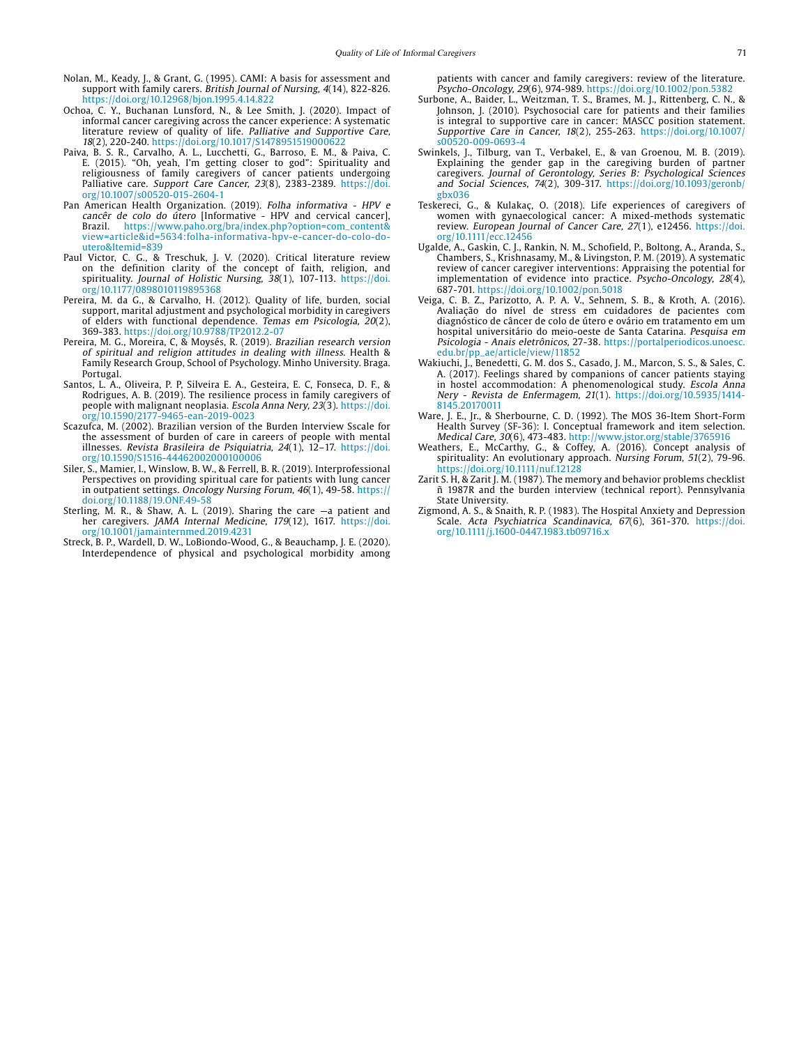Nolan, M., Keady, J., & Grant, G. (1995). CAMI: A basis for assessment and support with family carers. *British Journal of Nursing, 4*(14), 822-826. https://doi.org/10.12968/bjon.1995.4.14.822

Ochoa, C. Y., Buchanan Lunsford, N., & Lee Smith, J. (2020). Impact of informal cancer caregiving across the cancer experience: A systematic literature review of quality of life. *Palliative and Supportive Care, 18*(2), 220-240. https://doi.org/10.1017/S1478951519000622

Paiva, B. S. R., Carvalho, A. L., Lucchetti, G., Barroso, E. M., & Paiva, C. E. (2015). "Oh, yeah, I'm getting closer to god": Spirituality and religiousness of family caregivers of cancer patients undergoing Palliative care. *Support Care Cancer, 23*(8), 2383-2389. https://doi.org/10.1007/s00520-015-2604-1

Pan American Health Organization. (2019). *Folha informativa - HPV e cancêr de colo do útero* [Informative - HPV and cervical cancer], Brazil. https://www.paho.org/bra/index.php?option=com_content&view=article&id=5634:folha-informativa-hpv-e-cancer-do-colo-do-utero&Itemid=839

Paul Victor, C. G., & Treschuk, J. V. (2020). Critical literature review on the definition clarity of the concept of faith, religion, and spirituality. *Journal of Holistic Nursing, 38*(1), 107-113. https://doi.org/10.1177/0898010119895368

Pereira, M. da G., & Carvalho, H. (2012). Quality of life, burden, social support, marital adjustment and psychological morbidity in caregivers of elders with functional dependence. *Temas em Psicologia, 20*(2), 369-383. https://doi.org/10.9788/TP2012.2-07

Pereira, M. G., Moreira, C, & Moysés, R. (2019). *Brazilian research version of spiritual and religion attitudes in dealing with illness*. Health & Family Research Group, School of Psychology. Minho University. Braga. Portugal.

Santos, L. A., Oliveira, P. P, Silveira E. A., Gesteira, E. C, Fonseca, D. F., & Rodrigues, A. B. (2019). The resilience process in family caregivers of people with malignant neoplasia. *Escola Anna Nery, 23*(3). https://doi.org/10.1590/2177-9465-ean-2019-0023

Scazufca, M. (2002). Brazilian version of the Burden Interview Sscale for the assessment of burden of care in careers of people with mental illnesses. *Revista Brasileira de Psiquiatria, 24*(1), 12–17. https://doi.org/10.1590/S1516-44462002000100006

Siler, S., Mamier, I., Winslow, B. W., & Ferrell, B. R. (2019). Interprofessional Perspectives on providing spiritual care for patients with lung cancer in outpatient settings. *Oncology Nursing Forum, 46*(1), 49-58. https://doi.org/10.1188/19.ONF.49-58

Sterling, M. R., & Shaw, A. L. (2019). Sharing the care —a patient and her caregivers. *JAMA Internal Medicine, 179*(12), 1617. https://doi.org/10.1001/jamainternmed.2019.4231

Streck, B. P., Wardell, D. W., LoBiondo-Wood, G., & Beauchamp, J. E. (2020). Interdependence of physical and psychological morbidity among patients with cancer and family caregivers: review of the literature. *Psycho-Oncology, 29*(6), 974-989. https://doi.org/10.1002/pon.5382

Surbone, A., Baider, L., Weitzman, T. S., Brames, M. J., Rittenberg, C. N., & Johnson, J. (2010). Psychosocial care for patients and their families is integral to supportive care in cancer: MASCC position statement. *Supportive Care in Cancer, 18*(2), 255-263. https://doi.org/10.1007/s00520-009-0693-4

Swinkels, J., Tilburg, van T., Verbakel, E., & van Groenou, M. B. (2019). Explaining the gender gap in the caregiving burden of partner caregivers. *Journal of Gerontology, Series B: Psychological Sciences and Social Sciences, 74*(2), 309-317. https://doi.org/10.1093/geronb/gbx036

Teskereci, G., & Kulakaç, O. (2018). Life experiences of caregivers of women with gynaecological cancer: A mixed-methods systematic review. *European Journal of Cancer Care, 27*(1), e12456. https://doi.org/10.1111/ecc.12456

Ugalde, A., Gaskin, C. J., Rankin, N. M., Schofield, P., Boltong, A., Aranda, S., Chambers, S., Krishnasamy, M., & Livingston, P. M. (2019). A systematic review of cancer caregiver interventions: Appraising the potential for implementation of evidence into practice. *Psycho-Oncology, 28*(4), 687-701. https://doi.org/10.1002/pon.5018

Veiga, C. B. Z., Parizotto, A. P. A. V., Sehnem, S. B., & Kroth, A. (2016). Avaliação do nível de stress em cuidadores de pacientes com diagnóstico de câncer de colo de útero e ovário em tratamento em um hospital universitário do meio-oeste de Santa Catarina. *Pesquisa em Psicologia - Anais eletrônicos,* 27-38. https://portalperiodicos.unoesc.edu.br/pp_ae/article/view/11852

Wakiuchi, J., Benedetti, G. M. dos S., Casado, J. M., Marcon, S. S., & Sales, C. A. (2017). Feelings shared by companions of cancer patients staying in hostel accommodation: A phenomenological study. *Escola Anna Nery - Revista de Enfermagem, 21*(1). https://doi.org/10.5935/1414-8145.20170011

Ware, J. E., Jr., & Sherbourne, C. D. (1992). The MOS 36-Item Short-Form Health Survey (SF-36): I. Conceptual framework and item selection. *Medical Care, 30*(6), 473-483. http://www.jstor.org/stable/3765916

Weathers, E., McCarthy, G., & Coffey, A. (2016). Concept analysis of spirituality: An evolutionary approach. *Nursing Forum, 51*(2), 79-96. https://doi.org/10.1111/nuf.12128

Zarit S. H, & Zarit J. M. (1987). The memory and behavior problems checklist ñ 1987R and the burden interview (technical report). Pennsylvania State University.

Zigmond, A. S., & Snaith, R. P. (1983). The Hospital Anxiety and Depression Scale. *Acta Psychiatrica Scandinavica, 67*(6), 361-370. https://doi.org/10.1111/j.1600-0447.1983.tb09716.x